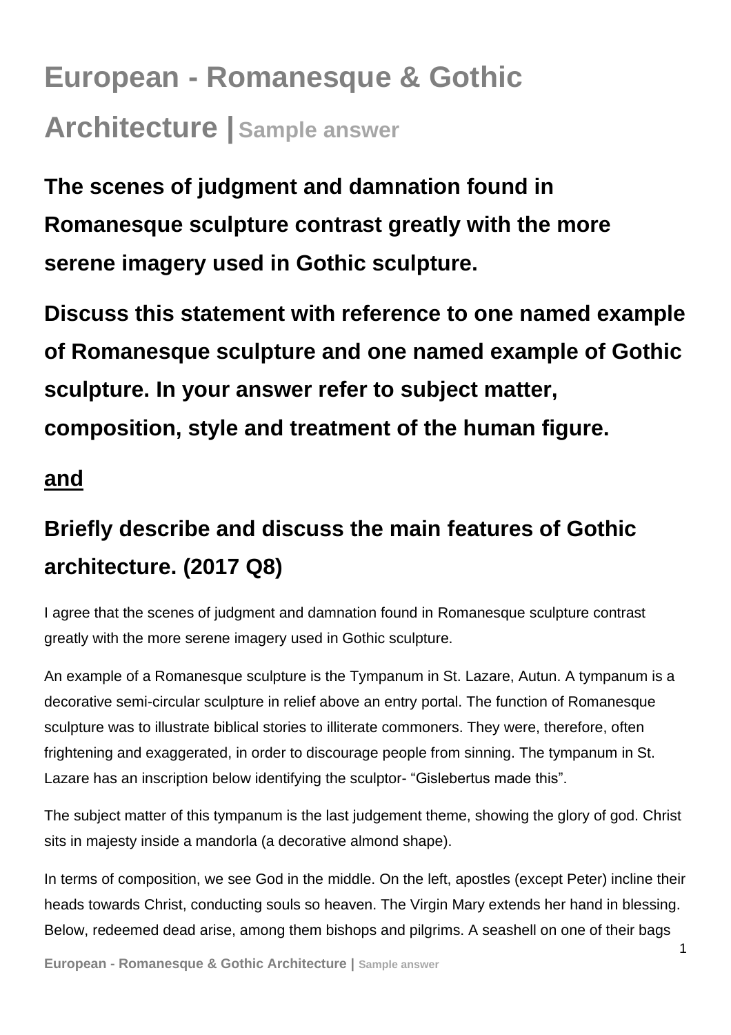# European - Romanesque & Gothic Architecture | Sample answer

## The scenes of judgment and damnation found in Romanesque sculpture contrast greatly with the more serene imagery used in Gothic sculpture.

## Discuss this statement with reference to one named example of Romanesque sculpture and one named example of Gothic sculpture. In your answer refer to subject matter, composition, style and treatment of the human figure.

## <u>and</u>

## Briefly describe and discuss the main features of Gothic architecture. (2017 Q8)

I agree that the scenes of judgment and damnation found in Romanesque sculpture contrast greatly with the more serene imagery used in Gothic sculpture.

An example of a Romanesque sculpture is the Tympanum in St. Lazare, Autun. A tympanum is a decorative semi-circular sculpture in relief above an entry portal. The function of Romanesque sculpture was to illustrate biblical stories to illiterate commoners. They were, therefore, often frightening and exaggerated, in order to discourage people from sinning. The tympanum in St. Lazare has an inscription below identifying the sculptor- "Gislebertus made this".

The subject matter of this tympanum is the last judgement theme, showing the glory of god. Christ sits in majesty inside a mandorla (a decorative almond shape).

In terms of composition, we see God in the middle. On the left, apostles (except Peter) incline their heads towards Christ, conducting souls so heaven. The Virgin Mary extends her hand in blessing. Below, redeemed dead arise, among them bishops and pilgrims. A seashell on one of their bags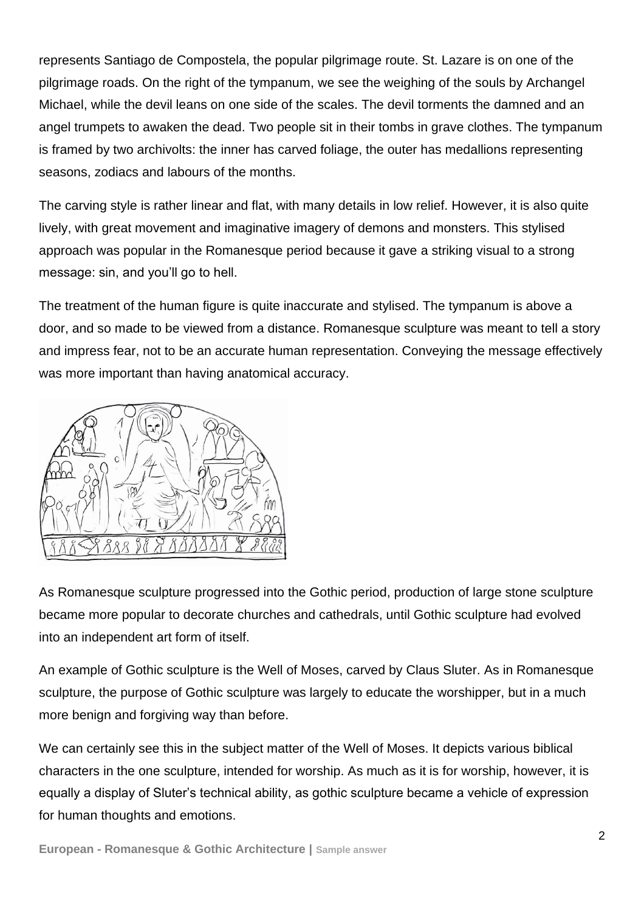represents Santiago de Compostela, the popular pilgrimage route. St. Lazare is on one of the pilgrimage roads. On the right of the tympanum, we see the weighing of the souls by Archangel Michael, while the devil leans on one side of the scales. The devil torments the damned and an angel trumpets to awaken the dead. Two people sit in their tombs in grave clothes. The tympanum is framed by two archivolts: the inner has carved foliage, the outer has medallions representing seasons, zodiacs and labours of the months.

The carving style is rather linear and flat, with many details in low relief. However, it is also quite lively, with great movement and imaginative imagery of demons and monsters. This stylised approach was popular in the Romanesque period because it gave a striking visual to a strong message: sin, and you'll go to hell.

The treatment of the human figure is quite inaccurate and stylised. The tympanum is above a door, and so made to be viewed from a distance. Romanesque sculpture was meant to tell a story and impress fear, not to be an accurate human representation. Conveying the message effectively was more important than having anatomical accuracy.

As Romanesque sculpture progressed into the Gothic period, production of large stone sculpture became more popular to decorate churches and cathedrals, until Gothic sculpture had evolved into an independent art form of itself.

An example of Gothic sculpture is the Well of Moses, carved by Claus Sluter. As in Romanesque sculpture, the purpose of Gothic sculpture was largely to educate the worshipper, but in a much more benign and forgiving way than before.

We can certainly see this in the subject matter of the Well of Moses. It depicts various biblical characters in the one sculpture, intended for worship. As much as it is for worship, however, it is equally a display of Sluter's technical ability, as gothic sculpture became a vehicle of expression for human thoughts and emotions.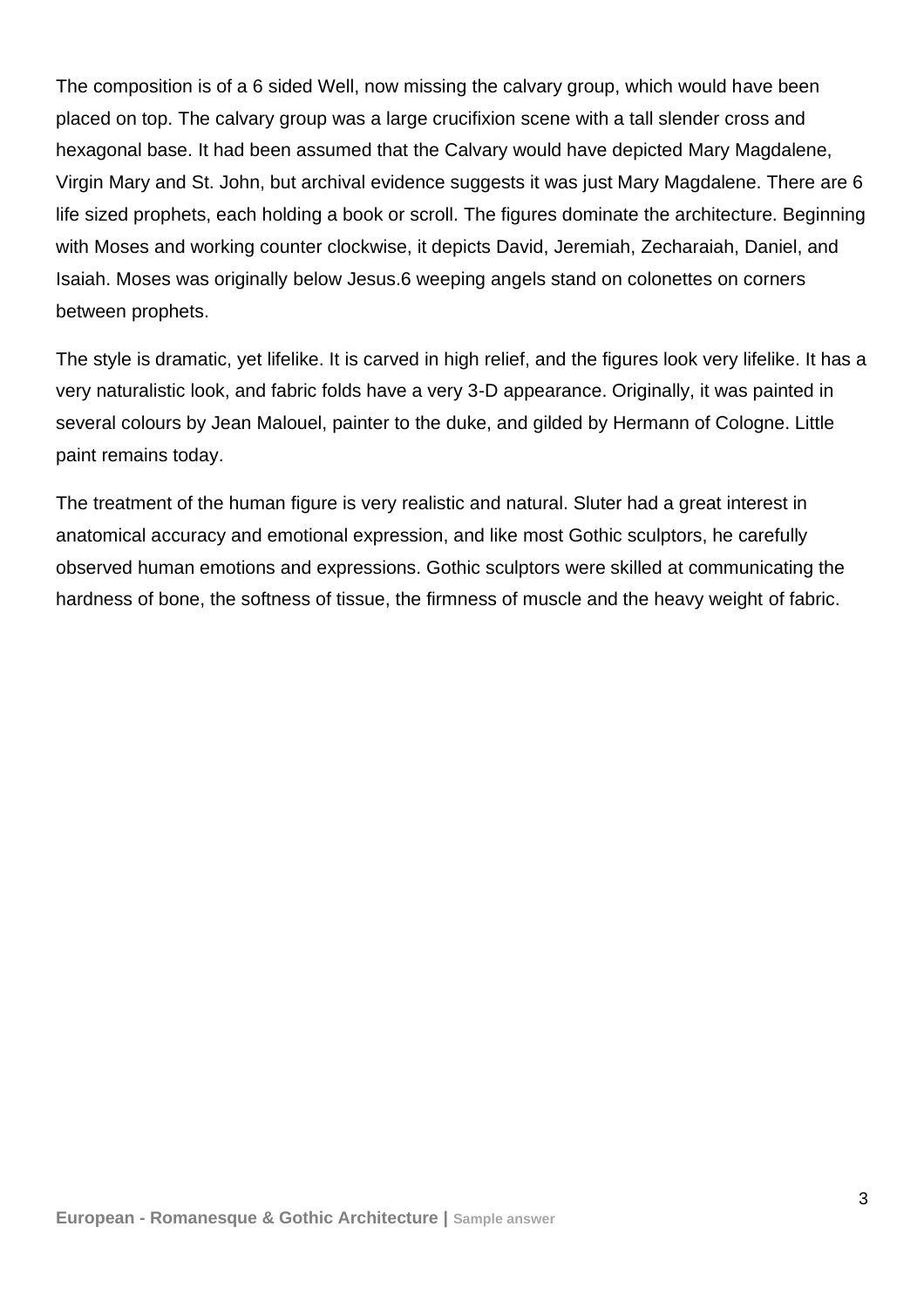The composition is of a 6 sided Well, now missing the calvary group, which would have been placed on top. The calvary group was a large crucifixion scene with a tall slender cross and hexagonal base. It had been assumed that the Calvary would have depicted Mary Magdalene, Virgin Mary and St. John, but archival evidence suggests it was just Mary Magdalene. There are 6 life sized prophets, each holding a book or scroll. The figures dominate the architecture. Beginning with Moses and working counter clockwise, it depicts David, Jeremiah, Zecharaiah, Daniel, and Isaiah. Moses was originally below Jesus.6 weeping angels stand on colonettes on corners between prophets.

The style is dramatic, yet lifelike. It is carved in high relief, and the figures look very lifelike. It has a very naturalistic look, and fabric folds have a very 3-D appearance. Originally, it was painted in several colours by Jean Malouel, painter to the duke, and gilded by Hermann of Cologne. Little paint remains today.

The treatment of the human figure is very realistic and natural. Sluter had a great interest in anatomical accuracy and emotional expression, and like most Gothic sculptors, he carefully observed human emotions and expressions. Gothic sculptors were skilled at communicating the hardness of bone, the softness of tissue, the firmness of muscle and the heavy weight of fabric.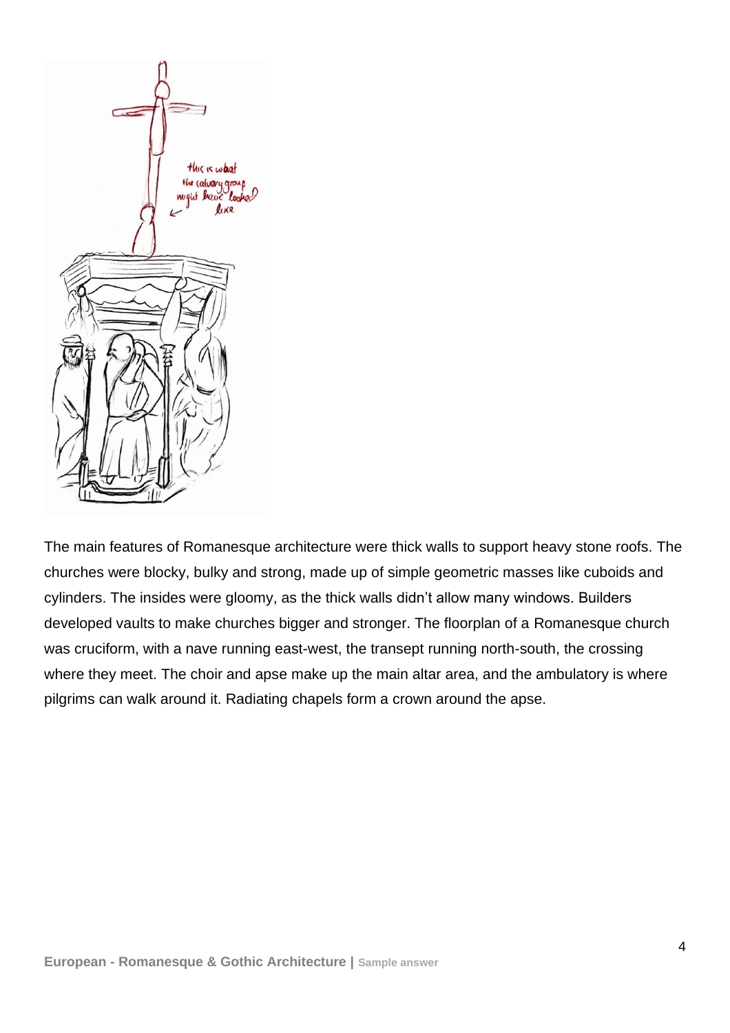The main features of Romanesque architecture were thick walls to support heavy stone roofs. The churches were blocky, bulky and strong, made up of simple geometric masses like cuboids and cylinders. The insides were gloomy, as the thick walls didn't allow many windows. Builders developed vaults to make churches bigger and stronger. The floorplan of a Romanesque church was cruciform, with a nave running east-west, the transept running north-south, the crossing where they meet. The choir and apse make up the main altar area, and the ambulatory is where pilgrims can walk around it. Radiating chapels form a crown around the apse.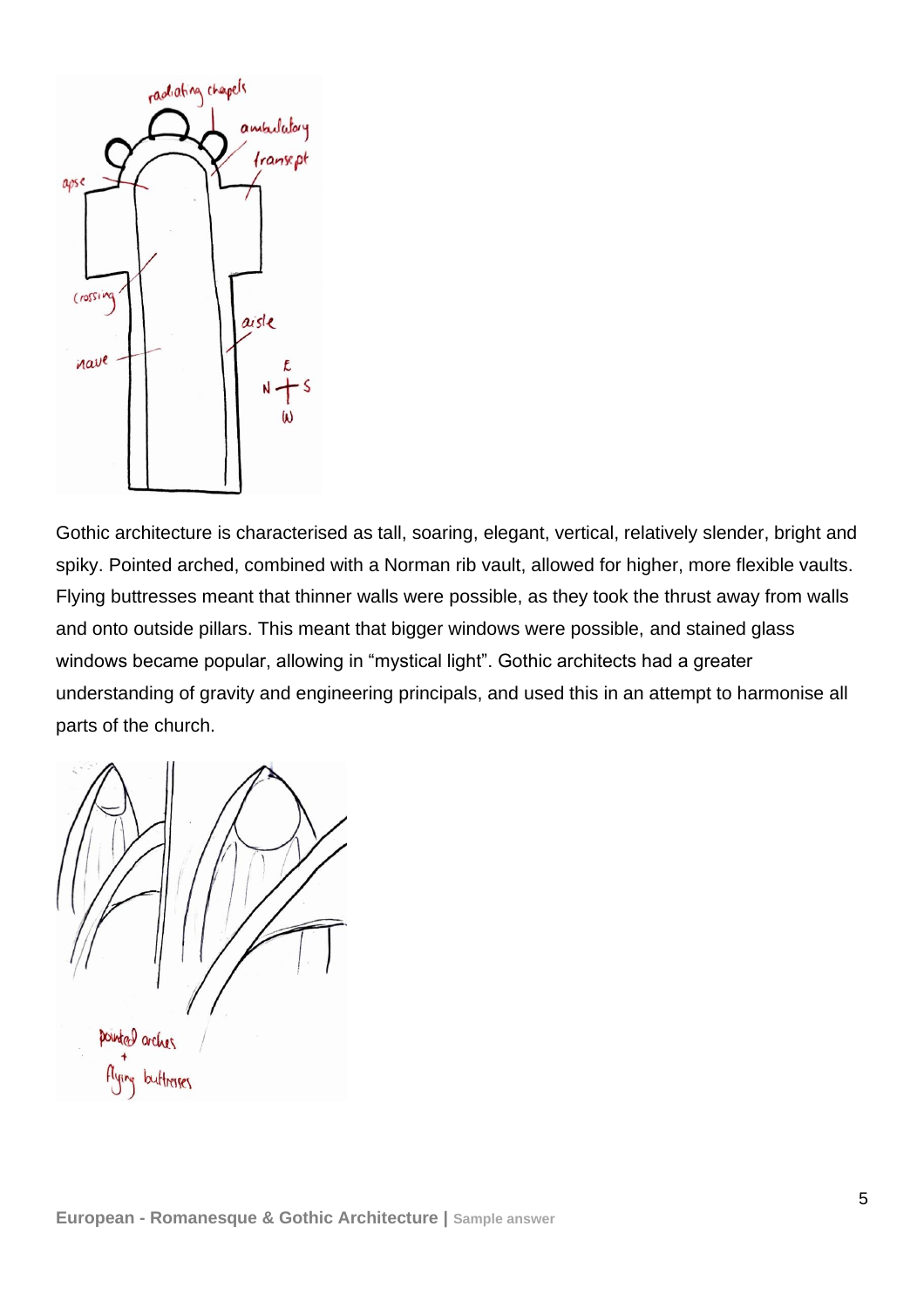radiating chapels

ambulatory

transept

apse

crossing

aisle

nave

E

N S

W

Gothic architecture is characterised as tall, soaring, elegant, vertical, relatively slender, bright and spiky. Pointed arched, combined with a Norman rib vault, allowed for higher, more flexible vaults. Flying buttresses meant that thinner walls were possible, as they took the thrust away from walls and onto outside pillars. This meant that bigger windows were possible, and stained glass windows became popular, allowing in "mystical light". Gothic architects had a greater understanding of gravity and engineering principals, and used this in an attempt to harmonise all parts of the church.

pointed arches

+

flying buttresses